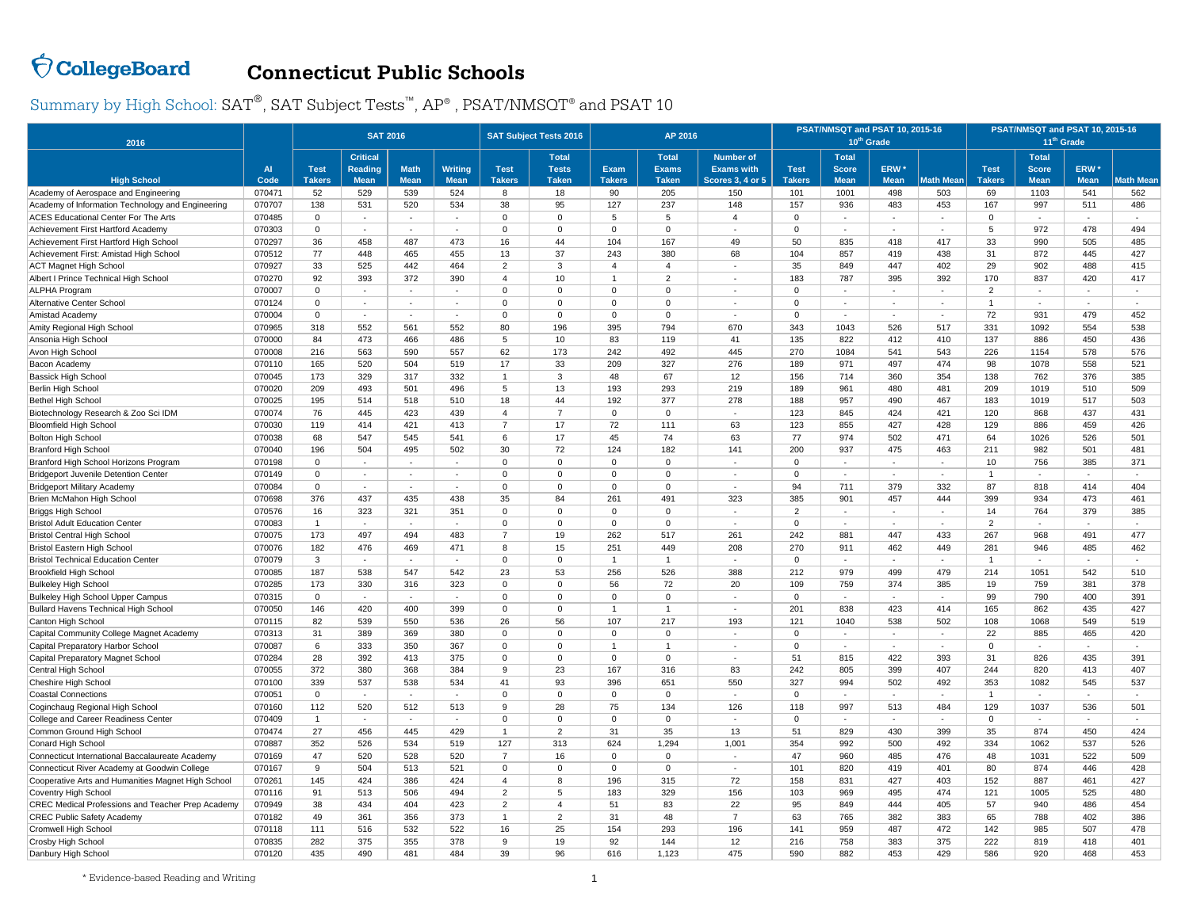# CollegeBoard Connecticut Public Schools

## Summary by High School: SAT®, SAT Subject Tests™, AP®, PSAT/NMSQT® and PSAT 10

| 2016 | | SAT 2016 | | | | SAT Subject Tests 2016 | | AP 2016 | | | PSAT/NMSQT and PSAT 10, 2015-16 10th Grade | | | | PSAT/NMSQT and PSAT 10, 2015-16 11th Grade | | | |
|---|---|---|---|---|---|---|---|---|---|---|---|---|---|---|---|---|---|---|
| High School | AI Code | Test Takers | Critical Reading Mean | Math Mean | Writing Mean | Test Takers | Total Tests Taken | Exam Takers | Total Exams Taken | Number of Exams with Scores 3, 4 or 5 | Test Takers | Total Score Mean | ERW * Mean | Math Mean | Test Takers | Total Score Mean | ERW * Mean | Math Mean |
| Academy of Aerospace and Engineering | 070471 | 52 | 529 | 539 | 524 | 8 | 18 | 90 | 205 | 150 | 101 | 1001 | 498 | 503 | 69 | 1103 | 541 | 562 |
| Academy of Information Technology and Engineering | 070707 | 138 | 531 | 520 | 534 | 38 | 95 | 127 | 237 | 148 | 157 | 936 | 483 | 453 | 167 | 997 | 511 | 486 |
| ACES Educational Center For The Arts | 070485 | 0 | - | - | - | 0 | 0 | 5 | 5 | 4 | 0 | - | - | - | 0 | - | - | - |
| Achievement First Hartford Academy | 070303 | 0 | - | - | - | 0 | 0 | 0 | 0 | - | 0 | - | - | - | 5 | 972 | 478 | 494 |
| Achievement First Hartford High School | 070297 | 36 | 458 | 487 | 473 | 16 | 44 | 104 | 167 | 49 | 50 | 835 | 418 | 417 | 33 | 990 | 505 | 485 |
| Achievement First: Amistad High School | 070512 | 77 | 448 | 465 | 455 | 13 | 37 | 243 | 380 | 68 | 104 | 857 | 419 | 438 | 31 | 872 | 445 | 427 |
| ACT Magnet High School | 070927 | 33 | 525 | 442 | 464 | 2 | 3 | 4 | 4 | - | 35 | 849 | 447 | 402 | 29 | 902 | 488 | 415 |
| Albert I Prince Technical High School | 070270 | 92 | 393 | 372 | 390 | 4 | 10 | 1 | 2 | - | 183 | 787 | 395 | 392 | 170 | 837 | 420 | 417 |
| ALPHA Program | 070007 | 0 | - | - | - | 0 | 0 | 0 | 0 | - | 0 | - | - | - | 2 | - | - | - |
| Alternative Center School | 070124 | 0 | - | - | - | 0 | 0 | 0 | 0 | - | 0 | - | - | - | 1 | - | - | - |
| Amistad Academy | 070004 | 0 | - | - | - | 0 | 0 | 0 | 0 | - | 0 | - | - | - | 72 | 931 | 479 | 452 |
| Amity Regional High School | 070965 | 318 | 552 | 561 | 552 | 80 | 196 | 395 | 794 | 670 | 343 | 1043 | 526 | 517 | 331 | 1092 | 554 | 538 |
| Ansonia High School | 070000 | 84 | 473 | 466 | 486 | 5 | 10 | 83 | 119 | 41 | 135 | 822 | 412 | 410 | 137 | 886 | 450 | 436 |
| Avon High School | 070008 | 216 | 563 | 590 | 557 | 62 | 173 | 242 | 492 | 445 | 270 | 1084 | 541 | 543 | 226 | 1154 | 578 | 576 |
| Bacon Academy | 070110 | 165 | 520 | 504 | 519 | 17 | 33 | 209 | 327 | 276 | 189 | 971 | 497 | 474 | 98 | 1078 | 558 | 521 |
| Bassick High School | 070045 | 173 | 329 | 317 | 332 | 1 | 3 | 48 | 67 | 12 | 156 | 714 | 360 | 354 | 138 | 762 | 376 | 385 |
| Berlin High School | 070020 | 209 | 493 | 501 | 496 | 5 | 13 | 193 | 293 | 219 | 189 | 961 | 480 | 481 | 209 | 1019 | 510 | 509 |
| Bethel High School | 070025 | 195 | 514 | 518 | 510 | 18 | 44 | 192 | 377 | 278 | 188 | 957 | 490 | 467 | 183 | 1019 | 517 | 503 |
| Biotechnology Research & Zoo Sci IDM | 070074 | 76 | 445 | 423 | 439 | 4 | 7 | 0 | 0 | - | 123 | 845 | 424 | 421 | 120 | 868 | 437 | 431 |
| Bloomfield High School | 070030 | 119 | 414 | 421 | 413 | 7 | 17 | 72 | 111 | 63 | 123 | 855 | 427 | 428 | 129 | 886 | 459 | 426 |
| Bolton High School | 070038 | 68 | 547 | 545 | 541 | 6 | 17 | 45 | 74 | 63 | 77 | 974 | 502 | 471 | 64 | 1026 | 526 | 501 |
| Branford High School | 070040 | 196 | 504 | 495 | 502 | 30 | 72 | 124 | 182 | 141 | 200 | 937 | 475 | 463 | 211 | 982 | 501 | 481 |
| Branford High School Horizons Program | 070198 | 0 | - | - | - | 0 | 0 | 0 | 0 | - | 0 | - | - | - | 10 | 756 | 385 | 371 |
| Bridgeport Juvenile Detention Center | 070149 | 0 | - | - | - | 0 | 0 | 0 | 0 | - | 0 | - | - | - | 1 | - | - | - |
| Bridgeport Military Academy | 070084 | 0 | - | - | - | 0 | 0 | 0 | 0 | - | 94 | 711 | 379 | 332 | 87 | 818 | 414 | 404 |
| Brien McMahon High School | 070698 | 376 | 437 | 435 | 438 | 35 | 84 | 261 | 491 | 323 | 385 | 901 | 457 | 444 | 399 | 934 | 473 | 461 |
| Briggs High School | 070576 | 16 | 323 | 321 | 351 | 0 | 0 | 0 | 0 | - | 2 | - | - | - | 14 | 764 | 379 | 385 |
| Bristol Adult Education Center | 070083 | 1 | - | - | - | 0 | 0 | 0 | 0 | - | 0 | - | - | - | 2 | - | - | - |
| Bristol Central High School | 070075 | 173 | 497 | 494 | 483 | 7 | 19 | 262 | 517 | 261 | 242 | 881 | 447 | 433 | 267 | 968 | 491 | 477 |
| Bristol Eastern High School | 070076 | 182 | 476 | 469 | 471 | 8 | 15 | 251 | 449 | 208 | 270 | 911 | 462 | 449 | 281 | 946 | 485 | 462 |
| Bristol Technical Education Center | 070079 | 3 | - | - | - | 0 | 0 | 1 | 1 | - | 0 | - | - | - | 1 | - | - | - |
| Brookfield High School | 070085 | 187 | 538 | 547 | 542 | 23 | 53 | 256 | 526 | 388 | 212 | 979 | 499 | 479 | 214 | 1051 | 542 | 510 |
| Bulkeley High School | 070285 | 173 | 330 | 316 | 323 | 0 | 0 | 56 | 72 | 20 | 109 | 759 | 374 | 385 | 19 | 759 | 381 | 378 |
| Bulkeley High School Upper Campus | 070315 | 0 | - | - | - | 0 | 0 | 0 | 0 | - | 0 | - | - | - | 99 | 790 | 400 | 391 |
| Bullard Havens Technical High School | 070050 | 146 | 420 | 400 | 399 | 0 | 0 | 1 | 1 | - | 201 | 838 | 423 | 414 | 165 | 862 | 435 | 427 |
| Canton High School | 070115 | 82 | 539 | 550 | 536 | 26 | 56 | 107 | 217 | 193 | 121 | 1040 | 538 | 502 | 108 | 1068 | 549 | 519 |
| Capital Community College Magnet Academy | 070313 | 31 | 389 | 369 | 380 | 0 | 0 | 0 | 0 | - | 0 | - | - | - | 22 | 885 | 465 | 420 |
| Capital Preparatory Harbor School | 070087 | 6 | 333 | 350 | 367 | 0 | 0 | 1 | 1 | - | 0 | - | - | - | 0 | - | - | - |
| Capital Preparatory Magnet School | 070284 | 28 | 392 | 413 | 375 | 0 | 0 | 0 | 0 | - | 51 | 815 | 422 | 393 | 31 | 826 | 435 | 391 |
| Central High School | 070055 | 372 | 380 | 368 | 384 | 9 | 23 | 167 | 316 | 83 | 242 | 805 | 399 | 407 | 244 | 820 | 413 | 407 |
| Cheshire High School | 070100 | 339 | 537 | 538 | 534 | 41 | 93 | 396 | 651 | 550 | 327 | 994 | 502 | 492 | 353 | 1082 | 545 | 537 |
| Coastal Connections | 070051 | 0 | - | - | - | 0 | 0 | 0 | 0 | - | 0 | - | - | - | 1 | - | - | - |
| Coginchaug Regional High School | 070160 | 112 | 520 | 512 | 513 | 9 | 28 | 75 | 134 | 126 | 118 | 997 | 513 | 484 | 129 | 1037 | 536 | 501 |
| College and Career Readiness Center | 070409 | 1 | - | - | - | 0 | 0 | 0 | 0 | - | 0 | - | - | - | 0 | - | - | - |
| Common Ground High School | 070474 | 27 | 456 | 445 | 429 | 1 | 2 | 31 | 35 | 13 | 51 | 829 | 430 | 399 | 35 | 874 | 450 | 424 |
| Conard High School | 070887 | 352 | 526 | 534 | 519 | 127 | 313 | 624 | 1,294 | 1,001 | 354 | 992 | 500 | 492 | 334 | 1062 | 537 | 526 |
| Connecticut International Baccalaureate Academy | 070169 | 47 | 520 | 528 | 520 | 7 | 16 | 0 | 0 | - | 47 | 960 | 485 | 476 | 48 | 1031 | 522 | 509 |
| Connecticut River Academy at Goodwin College | 070167 | 9 | 504 | 513 | 521 | 0 | 0 | 0 | 0 | - | 101 | 820 | 419 | 401 | 80 | 874 | 446 | 428 |
| Cooperative Arts and Humanities Magnet High School | 070261 | 145 | 424 | 386 | 424 | 4 | 8 | 196 | 315 | 72 | 158 | 831 | 427 | 403 | 152 | 887 | 461 | 427 |
| Coventry High School | 070116 | 91 | 513 | 506 | 494 | 2 | 5 | 183 | 329 | 156 | 103 | 969 | 495 | 474 | 121 | 1005 | 525 | 480 |
| CREC Medical Professions and Teacher Prep Academy | 070949 | 38 | 434 | 404 | 423 | 2 | 4 | 51 | 83 | 22 | 95 | 849 | 444 | 405 | 57 | 940 | 486 | 454 |
| CREC Public Safety Academy | 070182 | 49 | 361 | 356 | 373 | 1 | 2 | 31 | 48 | 7 | 63 | 765 | 382 | 383 | 65 | 788 | 402 | 386 |
| Cromwell High School | 070118 | 111 | 516 | 532 | 522 | 16 | 25 | 154 | 293 | 196 | 141 | 959 | 487 | 472 | 142 | 985 | 507 | 478 |
| Crosby High School | 070835 | 282 | 375 | 355 | 378 | 9 | 19 | 92 | 144 | 12 | 216 | 758 | 383 | 375 | 222 | 819 | 418 | 401 |
| Danbury High School | 070120 | 435 | 490 | 481 | 484 | 39 | 96 | 616 | 1,123 | 475 | 590 | 882 | 453 | 429 | 586 | 920 | 468 | 453 |

* Evidence-based Reading and Writing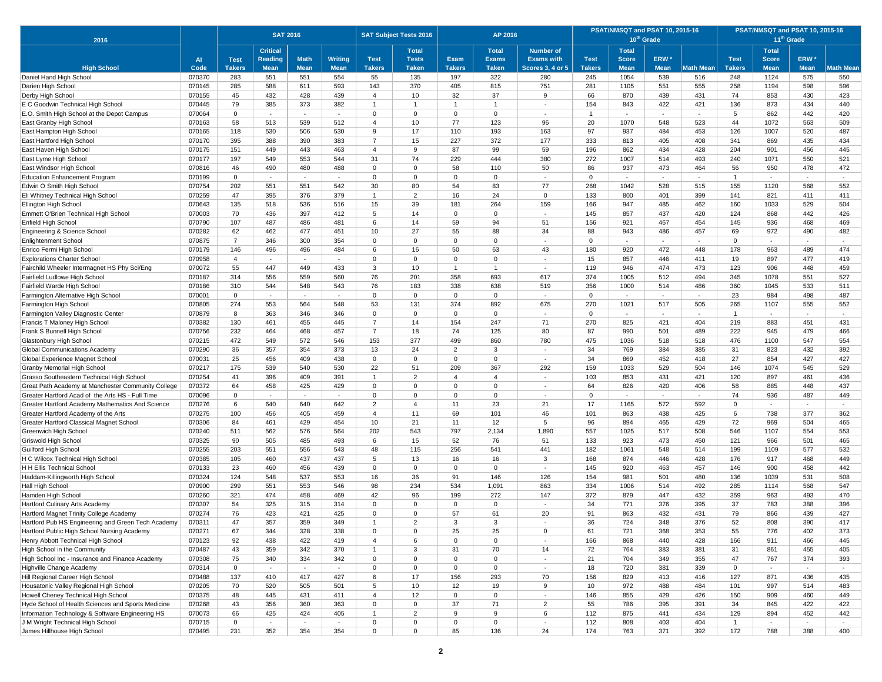| 2016 | | SAT 2016 | | | | SAT Subject Tests 2016 | | AP 2016 | | | PSAT/NMSQT and PSAT 10, 2015-16 10th Grade | | | | PSAT/NMSQT and PSAT 10, 2015-16 11th Grade | | | |
|---|---|---|---|---|---|---|---|---|---|---|---|---|---|---|---|---|---|---|
| High School | AI Code | Test Takers | Critical Reading Mean | Math Mean | Writing Mean | Test Takers | Total Tests Taken | Exam Takers | Total Exams Taken | Number of Exams with Scores 3, 4 or 5 | Test Takers | Total Score Mean | ERW * Mean | Math Mean | Test Takers | Total Score Mean | ERW * Mean | Math Mean |
| Daniel Hand High School | 070370 | 283 | 551 | 551 | 554 | 55 | 135 | 197 | 322 | 280 | 245 | 1054 | 539 | 516 | 248 | 1124 | 575 | 550 |
| Darien High School | 070145 | 285 | 588 | 611 | 593 | 143 | 370 | 405 | 815 | 751 | 281 | 1105 | 551 | 555 | 258 | 1194 | 598 | 596 |
| Derby High School | 070155 | 45 | 432 | 428 | 439 | 4 | 10 | 32 | 37 | 9 | 66 | 870 | 439 | 431 | 74 | 853 | 430 | 423 |
| E C Goodwin Technical High School | 070445 | 79 | 385 | 373 | 382 | 1 | 1 | 1 | 1 | - | 154 | 843 | 422 | 421 | 136 | 873 | 434 | 440 |
| E.O. Smith High School at the Depot Campus | 070064 | 0 | - | - | - | 0 | 0 | 0 | 0 | - | 1 | - | - | - | 5 | 862 | 442 | 420 |
| East Granby High School | 070163 | 58 | 513 | 539 | 512 | 4 | 10 | 77 | 123 | 96 | 20 | 1070 | 548 | 523 | 44 | 1072 | 563 | 509 |
| East Hampton High School | 070165 | 118 | 530 | 506 | 530 | 9 | 17 | 110 | 193 | 163 | 97 | 937 | 484 | 453 | 126 | 1007 | 520 | 487 |
| East Hartford High School | 070170 | 395 | 388 | 390 | 383 | 7 | 15 | 227 | 372 | 177 | 333 | 813 | 405 | 408 | 341 | 869 | 435 | 434 |
| East Haven High School | 070175 | 151 | 449 | 443 | 463 | 4 | 9 | 87 | 99 | 59 | 196 | 862 | 434 | 428 | 204 | 901 | 456 | 445 |
| East Lyme High School | 070177 | 197 | 549 | 553 | 544 | 31 | 74 | 229 | 444 | 380 | 272 | 1007 | 514 | 493 | 240 | 1071 | 550 | 521 |
| East Windsor High School | 070816 | 46 | 490 | 480 | 488 | 0 | 0 | 58 | 110 | 50 | 86 | 937 | 473 | 464 | 56 | 950 | 478 | 472 |
| Education Enhancement Program | 070199 | 0 | - | - | - | 0 | 0 | 0 | 0 | - | 0 | - | - | - | 1 | - | - | - |
| Edwin O Smith High School | 070754 | 202 | 551 | 551 | 542 | 30 | 80 | 54 | 83 | 77 | 268 | 1042 | 528 | 515 | 155 | 1120 | 568 | 552 |
| Eli Whitney Technical High School | 070259 | 47 | 395 | 376 | 379 | 1 | 2 | 16 | 24 | 0 | 133 | 800 | 401 | 399 | 141 | 821 | 411 | 411 |
| Ellington High School | 070643 | 135 | 518 | 536 | 516 | 15 | 39 | 181 | 264 | 159 | 166 | 947 | 485 | 462 | 160 | 1033 | 529 | 504 |
| Emmett O'Brien Technical High School | 070003 | 70 | 436 | 397 | 412 | 5 | 14 | 0 | 0 | - | 145 | 857 | 437 | 420 | 124 | 868 | 442 | 426 |
| Enfield High School | 070790 | 107 | 487 | 486 | 481 | 6 | 14 | 59 | 94 | 51 | 156 | 921 | 467 | 454 | 145 | 936 | 468 | 469 |
| Engineering & Science School | 070282 | 62 | 462 | 477 | 451 | 10 | 27 | 55 | 88 | 34 | 88 | 943 | 486 | 457 | 69 | 972 | 490 | 482 |
| Enlightenment School | 070875 | 7 | 346 | 300 | 354 | 0 | 0 | 0 | 0 | - | 0 | - | - | - | 0 | - | - | - |
| Enrico Fermi High School | 070179 | 146 | 496 | 496 | 484 | 6 | 16 | 50 | 63 | 43 | 180 | 920 | 472 | 448 | 178 | 963 | 489 | 474 |
| Explorations Charter School | 070958 | 4 | - | - | - | 0 | 0 | 0 | 0 | - | 15 | 857 | 446 | 411 | 19 | 897 | 477 | 419 |
| Fairchild Wheeler Intermagnet HS Phy Sci/Eng | 070072 | 55 | 447 | 449 | 433 | 3 | 10 | 1 | 1 | - | 119 | 946 | 474 | 473 | 123 | 906 | 448 | 459 |
| Fairfield Ludlowe High School | 070187 | 314 | 556 | 559 | 560 | 76 | 201 | 358 | 693 | 617 | 374 | 1005 | 512 | 494 | 345 | 1078 | 551 | 527 |
| Fairfield Warde High School | 070186 | 310 | 544 | 548 | 543 | 76 | 183 | 338 | 638 | 519 | 356 | 1000 | 514 | 486 | 360 | 1045 | 533 | 511 |
| Farmington Alternative High School | 070001 | 0 | - | - | - | 0 | 0 | 0 | 0 | - | 0 | - | - | - | 23 | 984 | 498 | 487 |
| Farmington High School | 070805 | 274 | 553 | 564 | 548 | 53 | 131 | 374 | 892 | 675 | 270 | 1021 | 517 | 505 | 265 | 1107 | 555 | 552 |
| Farmington Valley Diagnostic Center | 070879 | 8 | 363 | 346 | 346 | 0 | 0 | 0 | 0 | - | 0 | - | - | - | 1 | - | - | - |
| Francis T Maloney High School | 070382 | 130 | 461 | 455 | 445 | 7 | 14 | 154 | 247 | 71 | 270 | 825 | 421 | 404 | 219 | 883 | 451 | 431 |
| Frank S Bunnell High School | 070756 | 232 | 464 | 468 | 457 | 7 | 18 | 74 | 125 | 80 | 87 | 990 | 501 | 489 | 222 | 945 | 479 | 466 |
| Glastonbury High School | 070215 | 472 | 549 | 572 | 546 | 153 | 377 | 499 | 860 | 780 | 475 | 1036 | 518 | 518 | 476 | 1100 | 547 | 554 |
| Global Communications Academy | 070290 | 36 | 357 | 354 | 373 | 13 | 24 | 2 | 3 | - | 34 | 769 | 384 | 385 | 31 | 823 | 432 | 392 |
| Global Experience Magnet School | 070031 | 25 | 456 | 409 | 438 | 0 | 0 | 0 | 0 | - | 34 | 869 | 452 | 418 | 27 | 854 | 427 | 427 |
| Granby Memorial High School | 070217 | 175 | 539 | 540 | 530 | 22 | 51 | 209 | 367 | 292 | 159 | 1033 | 529 | 504 | 146 | 1074 | 545 | 529 |
| Grasso Southeastern Technical High School | 070254 | 41 | 396 | 409 | 391 | 1 | 2 | 4 | 4 | - | 103 | 853 | 431 | 421 | 120 | 897 | 461 | 436 |
| Great Path Academy at Manchester Community College | 070372 | 64 | 458 | 425 | 429 | 0 | 0 | 0 | 0 | - | 64 | 826 | 420 | 406 | 58 | 885 | 448 | 437 |
| Greater Hartford Acad of the Arts HS - Full Time | 070096 | 0 | - | - | - | 0 | 0 | 0 | 0 | - | 0 | - | - | - | 74 | 936 | 487 | 449 |
| Greater Hartford Academy Mathematics And Science | 070276 | 6 | 640 | 640 | 642 | 2 | 4 | 11 | 23 | 21 | 17 | 1165 | 572 | 592 | 0 | - | - | - |
| Greater Hartford Academy of the Arts | 070275 | 100 | 456 | 405 | 459 | 4 | 11 | 69 | 101 | 46 | 101 | 863 | 438 | 425 | 6 | 738 | 377 | 362 |
| Greater Hartford Classical Magnet School | 070306 | 84 | 461 | 429 | 454 | 10 | 21 | 11 | 12 | 5 | 96 | 894 | 465 | 429 | 72 | 969 | 504 | 465 |
| Greenwich High School | 070240 | 511 | 562 | 576 | 564 | 202 | 543 | 797 | 2,134 | 1,890 | 557 | 1025 | 517 | 508 | 546 | 1107 | 554 | 553 |
| Griswold High School | 070325 | 90 | 505 | 485 | 493 | 6 | 15 | 52 | 76 | 51 | 133 | 923 | 473 | 450 | 121 | 966 | 501 | 465 |
| Guilford High School | 070255 | 203 | 551 | 556 | 543 | 48 | 115 | 256 | 541 | 441 | 182 | 1061 | 548 | 514 | 199 | 1109 | 577 | 532 |
| H C Wilcox Technical High School | 070385 | 105 | 460 | 437 | 437 | 5 | 13 | 16 | 16 | 3 | 168 | 874 | 446 | 428 | 176 | 917 | 468 | 449 |
| H H Ellis Technical School | 070133 | 23 | 460 | 456 | 439 | 0 | 0 | 0 | 0 | - | 145 | 920 | 463 | 457 | 146 | 900 | 458 | 442 |
| Haddam-Killingworth High School | 070324 | 124 | 548 | 537 | 553 | 16 | 36 | 91 | 146 | 126 | 154 | 981 | 501 | 480 | 136 | 1039 | 531 | 508 |
| Hall High School | 070900 | 299 | 551 | 553 | 546 | 98 | 234 | 534 | 1,091 | 863 | 334 | 1006 | 514 | 492 | 285 | 1114 | 568 | 547 |
| Hamden High School | 070260 | 321 | 474 | 458 | 469 | 42 | 96 | 199 | 272 | 147 | 372 | 879 | 447 | 432 | 359 | 963 | 493 | 470 |
| Hartford Culinary Arts Academy | 070307 | 54 | 325 | 315 | 314 | 0 | 0 | 0 | 0 | - | 34 | 771 | 376 | 395 | 37 | 783 | 388 | 396 |
| Hartford Magnet Trinity College Academy | 070274 | 76 | 423 | 421 | 425 | 0 | 0 | 57 | 61 | 20 | 91 | 863 | 432 | 431 | 79 | 866 | 439 | 427 |
| Hartford Pub HS Engineering and Green Tech Academy | 070311 | 47 | 357 | 359 | 349 | 1 | 2 | 3 | 3 | - | 36 | 724 | 348 | 376 | 52 | 808 | 390 | 417 |
| Hartford Public High School Nursing Academy | 070271 | 67 | 344 | 328 | 338 | 0 | 0 | 25 | 25 | 0 | 61 | 721 | 368 | 353 | 55 | 776 | 402 | 373 |
| Henry Abbott Technical High School | 070123 | 92 | 438 | 422 | 419 | 4 | 6 | 0 | 0 | - | 166 | 868 | 440 | 428 | 166 | 911 | 466 | 445 |
| High School in the Community | 070487 | 43 | 359 | 342 | 370 | 1 | 3 | 31 | 70 | 14 | 72 | 764 | 383 | 381 | 31 | 861 | 455 | 405 |
| High School Inc - Insurance and Finance Academy | 070308 | 75 | 340 | 334 | 342 | 0 | 0 | 0 | 0 | - | 21 | 704 | 349 | 355 | 47 | 767 | 374 | 393 |
| Highville Change Academy | 070314 | 0 | - | - | - | 0 | 0 | 0 | 0 | - | 18 | 720 | 381 | 339 | 0 | - | - | - |
| Hill Regional Career High School | 070488 | 137 | 410 | 417 | 427 | 6 | 17 | 156 | 293 | 70 | 156 | 829 | 413 | 416 | 127 | 871 | 436 | 435 |
| Housatonic Valley Regional High School | 070205 | 70 | 520 | 505 | 501 | 5 | 10 | 12 | 19 | 9 | 10 | 972 | 488 | 484 | 101 | 997 | 514 | 483 |
| Howell Cheney Technical High School | 070375 | 48 | 445 | 431 | 411 | 4 | 12 | 0 | 0 | - | 146 | 855 | 429 | 426 | 150 | 909 | 460 | 449 |
| Hyde School of Health Sciences and Sports Medicine | 070268 | 43 | 356 | 360 | 363 | 0 | 0 | 37 | 71 | 2 | 55 | 786 | 395 | 391 | 34 | 845 | 422 | 422 |
| Information Technology & Software Engineering HS | 070073 | 66 | 425 | 424 | 405 | 1 | 2 | 9 | 9 | 6 | 112 | 875 | 441 | 434 | 129 | 894 | 452 | 442 |
| J M Wright Technical High School | 070715 | 0 | - | - | - | 0 | 0 | 0 | 0 | - | 112 | 808 | 403 | 404 | 1 | - | - | - |
| James Hillhouse High School | 070495 | 231 | 352 | 354 | 354 | 0 | 0 | 85 | 136 | 24 | 174 | 763 | 371 | 392 | 172 | 788 | 388 | 400 |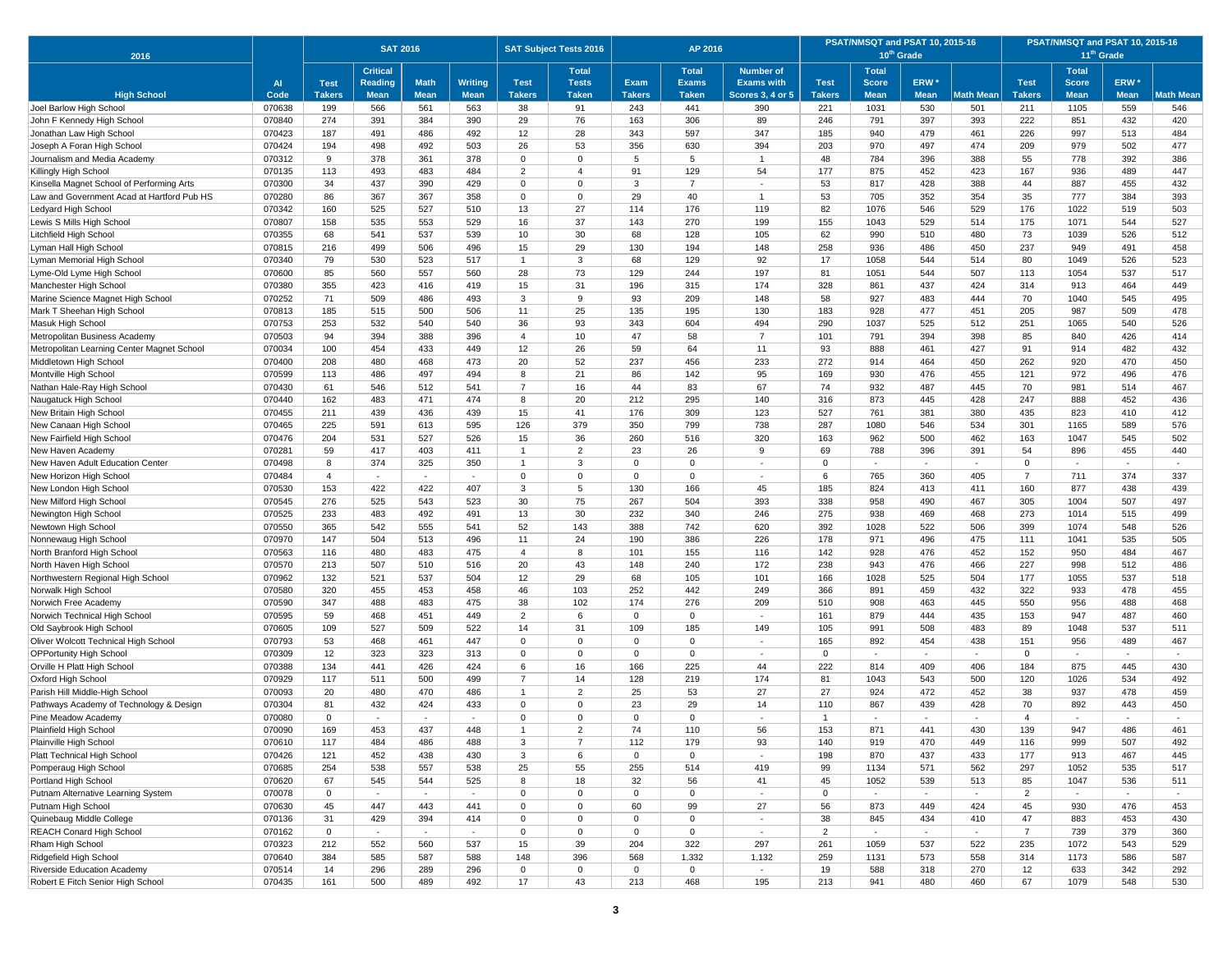| 2016 | | SAT 2016 | | | | SAT Subject Tests 2016 | | AP 2016 | | | PSAT/NMSQT and PSAT 10, 2015-16 10th Grade | | | | PSAT/NMSQT and PSAT 10, 2015-16 11th Grade | | | |
|---|---|---|---|---|---|---|---|---|---|---|---|---|---|---|---|---|---|---|
| High School | AI Code | Test Takers | Critical Reading Mean | Math Mean | Writing Mean | Test Takers | Total Tests Taken | Exam Takers | Total Exams Taken | Number of Exams with Scores 3, 4 or 5 | Test Takers | Total Score Mean | ERW * Mean | Math Mean | Test Takers | Total Score Mean | ERW * Mean | Math Mean |
| Joel Barlow High School | 070638 | 199 | 566 | 561 | 563 | 38 | 91 | 243 | 441 | 390 | 221 | 1031 | 530 | 501 | 211 | 1105 | 559 | 546 |
| John F Kennedy High School | 070840 | 274 | 391 | 384 | 390 | 29 | 76 | 163 | 306 | 89 | 246 | 791 | 397 | 393 | 222 | 851 | 432 | 420 |
| Jonathan Law High School | 070423 | 187 | 491 | 486 | 492 | 12 | 28 | 343 | 597 | 347 | 185 | 940 | 479 | 461 | 226 | 997 | 513 | 484 |
| Joseph A Foran High School | 070424 | 194 | 498 | 492 | 503 | 26 | 53 | 356 | 630 | 394 | 203 | 970 | 497 | 474 | 209 | 979 | 502 | 477 |
| Journalism and Media Academy | 070312 | 9 | 378 | 361 | 378 | 0 | 0 | 5 | 5 | 1 | 48 | 784 | 396 | 388 | 55 | 778 | 392 | 386 |
| Killingly High School | 070135 | 113 | 493 | 483 | 484 | 2 | 4 | 91 | 129 | 54 | 177 | 875 | 452 | 423 | 167 | 936 | 489 | 447 |
| Kinsella Magnet School of Performing Arts | 070300 | 34 | 437 | 390 | 429 | 0 | 0 | 3 | 7 | - | 53 | 817 | 428 | 388 | 44 | 887 | 455 | 432 |
| Law and Government Acad at Hartford Pub HS | 070280 | 86 | 367 | 367 | 358 | 0 | 0 | 29 | 40 | 1 | 53 | 705 | 352 | 354 | 35 | 777 | 384 | 393 |
| Ledyard High School | 070342 | 160 | 525 | 527 | 510 | 13 | 27 | 114 | 176 | 119 | 82 | 1076 | 546 | 529 | 176 | 1022 | 519 | 503 |
| Lewis S Mills High School | 070807 | 158 | 535 | 553 | 529 | 16 | 37 | 143 | 270 | 199 | 155 | 1043 | 529 | 514 | 175 | 1071 | 544 | 527 |
| Litchfield High School | 070355 | 68 | 541 | 537 | 539 | 10 | 30 | 68 | 128 | 105 | 62 | 990 | 510 | 480 | 73 | 1039 | 526 | 512 |
| Lyman Hall High School | 070815 | 216 | 499 | 506 | 496 | 15 | 29 | 130 | 194 | 148 | 258 | 936 | 486 | 450 | 237 | 949 | 491 | 458 |
| Lyman Memorial High School | 070340 | 79 | 530 | 523 | 517 | 1 | 3 | 68 | 129 | 92 | 17 | 1058 | 544 | 514 | 80 | 1049 | 526 | 523 |
| Lyme-Old Lyme High School | 070600 | 85 | 560 | 557 | 560 | 28 | 73 | 129 | 244 | 197 | 81 | 1051 | 544 | 507 | 113 | 1054 | 537 | 517 |
| Manchester High School | 070380 | 355 | 423 | 416 | 419 | 15 | 31 | 196 | 315 | 174 | 328 | 861 | 437 | 424 | 314 | 913 | 464 | 449 |
| Marine Science Magnet High School | 070252 | 71 | 509 | 486 | 493 | 3 | 9 | 93 | 209 | 148 | 58 | 927 | 483 | 444 | 70 | 1040 | 545 | 495 |
| Mark T Sheehan High School | 070813 | 185 | 515 | 500 | 506 | 11 | 25 | 135 | 195 | 130 | 183 | 928 | 477 | 451 | 205 | 987 | 509 | 478 |
| Masuk High School | 070753 | 253 | 532 | 540 | 540 | 36 | 93 | 343 | 604 | 494 | 290 | 1037 | 525 | 512 | 251 | 1065 | 540 | 526 |
| Metropolitan Business Academy | 070503 | 94 | 394 | 388 | 396 | 4 | 10 | 47 | 58 | 7 | 101 | 791 | 394 | 398 | 85 | 840 | 426 | 414 |
| Metropolitan Learning Center Magnet School | 070034 | 100 | 454 | 433 | 449 | 12 | 26 | 59 | 64 | 11 | 93 | 888 | 461 | 427 | 91 | 914 | 482 | 432 |
| Middletown High School | 070400 | 208 | 480 | 468 | 473 | 20 | 52 | 237 | 456 | 233 | 272 | 914 | 464 | 450 | 262 | 920 | 470 | 450 |
| Montville High School | 070599 | 113 | 486 | 497 | 494 | 8 | 21 | 86 | 142 | 95 | 169 | 930 | 476 | 455 | 121 | 972 | 496 | 476 |
| Nathan Hale-Ray High School | 070430 | 61 | 546 | 512 | 541 | 7 | 16 | 44 | 83 | 67 | 74 | 932 | 487 | 445 | 70 | 981 | 514 | 467 |
| Naugatuck High School | 070440 | 162 | 483 | 471 | 474 | 8 | 20 | 212 | 295 | 140 | 316 | 873 | 445 | 428 | 247 | 888 | 452 | 436 |
| New Britain High School | 070455 | 211 | 439 | 436 | 439 | 15 | 41 | 176 | 309 | 123 | 527 | 761 | 381 | 380 | 435 | 823 | 410 | 412 |
| New Canaan High School | 070465 | 225 | 591 | 613 | 595 | 126 | 379 | 350 | 799 | 738 | 287 | 1080 | 546 | 534 | 301 | 1165 | 589 | 576 |
| New Fairfield High School | 070476 | 204 | 531 | 527 | 526 | 15 | 36 | 260 | 516 | 320 | 163 | 962 | 500 | 462 | 163 | 1047 | 545 | 502 |
| New Haven Academy | 070281 | 59 | 417 | 403 | 411 | 1 | 2 | 23 | 26 | 9 | 69 | 788 | 396 | 391 | 54 | 896 | 455 | 440 |
| New Haven Adult Education Center | 070498 | 8 | 374 | 325 | 350 | 1 | 3 | 0 | 0 | - | 0 | - | - | - | 0 | - | - | - |
| New Horizon High School | 070484 | 4 | - | - | - | 0 | 0 | 0 | 0 | - | 6 | 765 | 360 | 405 | 7 | 711 | 374 | 337 |
| New London High School | 070530 | 153 | 422 | 422 | 407 | 3 | 5 | 130 | 166 | 45 | 185 | 824 | 413 | 411 | 160 | 877 | 438 | 439 |
| New Milford High School | 070545 | 276 | 525 | 543 | 523 | 30 | 75 | 267 | 504 | 393 | 338 | 958 | 490 | 467 | 305 | 1004 | 507 | 497 |
| Newington High School | 070525 | 233 | 483 | 492 | 491 | 13 | 30 | 232 | 340 | 246 | 275 | 938 | 469 | 468 | 273 | 1014 | 515 | 499 |
| Newtown High School | 070550 | 365 | 542 | 555 | 541 | 52 | 143 | 388 | 742 | 620 | 392 | 1028 | 522 | 506 | 399 | 1074 | 548 | 526 |
| Nonnewaug High School | 070970 | 147 | 504 | 513 | 496 | 11 | 24 | 190 | 386 | 226 | 178 | 971 | 496 | 475 | 111 | 1041 | 535 | 505 |
| North Branford High School | 070563 | 116 | 480 | 483 | 475 | 4 | 8 | 101 | 155 | 116 | 142 | 928 | 476 | 452 | 152 | 950 | 484 | 467 |
| North Haven High School | 070570 | 213 | 507 | 510 | 516 | 20 | 43 | 148 | 240 | 172 | 238 | 943 | 476 | 466 | 227 | 998 | 512 | 486 |
| Northwestern Regional High School | 070962 | 132 | 521 | 537 | 504 | 12 | 29 | 68 | 105 | 101 | 166 | 1028 | 525 | 504 | 177 | 1055 | 537 | 518 |
| Norwalk High School | 070580 | 320 | 455 | 453 | 458 | 46 | 103 | 252 | 442 | 249 | 366 | 891 | 459 | 432 | 322 | 933 | 478 | 455 |
| Norwich Free Academy | 070590 | 347 | 488 | 483 | 475 | 38 | 102 | 174 | 276 | 209 | 510 | 908 | 463 | 445 | 550 | 956 | 488 | 468 |
| Norwich Technical High School | 070595 | 59 | 468 | 451 | 449 | 2 | 6 | 0 | 0 | - | 161 | 879 | 444 | 435 | 153 | 947 | 487 | 460 |
| Old Saybrook High School | 070605 | 109 | 527 | 509 | 522 | 14 | 31 | 109 | 185 | 149 | 105 | 991 | 508 | 483 | 89 | 1048 | 537 | 511 |
| Oliver Wolcott Technical High School | 070793 | 53 | 468 | 461 | 447 | 0 | 0 | 0 | 0 | - | 165 | 892 | 454 | 438 | 151 | 956 | 489 | 467 |
| OPPortunity High School | 070309 | 12 | 323 | 323 | 313 | 0 | 0 | 0 | 0 | - | 0 | - | - | - | 0 | - | - | - |
| Orville H Platt High School | 070388 | 134 | 441 | 426 | 424 | 6 | 16 | 166 | 225 | 44 | 222 | 814 | 409 | 406 | 184 | 875 | 445 | 430 |
| Oxford High School | 070929 | 117 | 511 | 500 | 499 | 7 | 14 | 128 | 219 | 174 | 81 | 1043 | 543 | 500 | 120 | 1026 | 534 | 492 |
| Parish Hill Middle-High School | 070093 | 20 | 480 | 470 | 486 | 1 | 2 | 25 | 53 | 27 | 27 | 924 | 472 | 452 | 38 | 937 | 478 | 459 |
| Pathways Academy of Technology & Design | 070304 | 81 | 432 | 424 | 433 | 0 | 0 | 23 | 29 | 14 | 110 | 867 | 439 | 428 | 70 | 892 | 443 | 450 |
| Pine Meadow Academy | 070080 | 0 | - | - | - | 0 | 0 | 0 | 0 | - | 1 | - | - | - | 4 | - | - | - |
| Plainfield High School | 070090 | 169 | 453 | 437 | 448 | 1 | 2 | 74 | 110 | 56 | 153 | 871 | 441 | 430 | 139 | 947 | 486 | 461 |
| Plainville High School | 070610 | 117 | 484 | 486 | 488 | 3 | 7 | 112 | 179 | 93 | 140 | 919 | 470 | 449 | 116 | 999 | 507 | 492 |
| Platt Technical High School | 070426 | 121 | 452 | 438 | 430 | 3 | 6 | 0 | 0 | - | 198 | 870 | 437 | 433 | 177 | 913 | 467 | 445 |
| Pomperaug High School | 070685 | 254 | 538 | 557 | 538 | 25 | 55 | 255 | 514 | 419 | 99 | 1134 | 571 | 562 | 297 | 1052 | 535 | 517 |
| Portland High School | 070620 | 67 | 545 | 544 | 525 | 8 | 18 | 32 | 56 | 41 | 45 | 1052 | 539 | 513 | 85 | 1047 | 536 | 511 |
| Putnam Alternative Learning System | 070078 | 0 | - | - | - | 0 | 0 | 0 | 0 | - | 0 | - | - | - | 2 | - | - | - |
| Putnam High School | 070630 | 45 | 447 | 443 | 441 | 0 | 0 | 60 | 99 | 27 | 56 | 873 | 449 | 424 | 45 | 930 | 476 | 453 |
| Quinebaug Middle College | 070136 | 31 | 429 | 394 | 414 | 0 | 0 | 0 | 0 | - | 38 | 845 | 434 | 410 | 47 | 883 | 453 | 430 |
| REACH Conard High School | 070162 | 0 | - | - | - | 0 | 0 | 0 | 0 | - | 2 | - | - | - | 7 | 739 | 379 | 360 |
| Rham High School | 070323 | 212 | 552 | 560 | 537 | 15 | 39 | 204 | 322 | 297 | 261 | 1059 | 537 | 522 | 235 | 1072 | 543 | 529 |
| Ridgefield High School | 070640 | 384 | 585 | 587 | 588 | 148 | 396 | 568 | 1,332 | 1,132 | 259 | 1131 | 573 | 558 | 314 | 1173 | 586 | 587 |
| Riverside Education Academy | 070514 | 14 | 296 | 289 | 296 | 0 | 0 | 0 | 0 | - | 19 | 588 | 318 | 270 | 12 | 633 | 342 | 292 |
| Robert E Fitch Senior High School | 070435 | 161 | 500 | 489 | 492 | 17 | 43 | 213 | 468 | 195 | 213 | 941 | 480 | 460 | 67 | 1079 | 548 | 530 |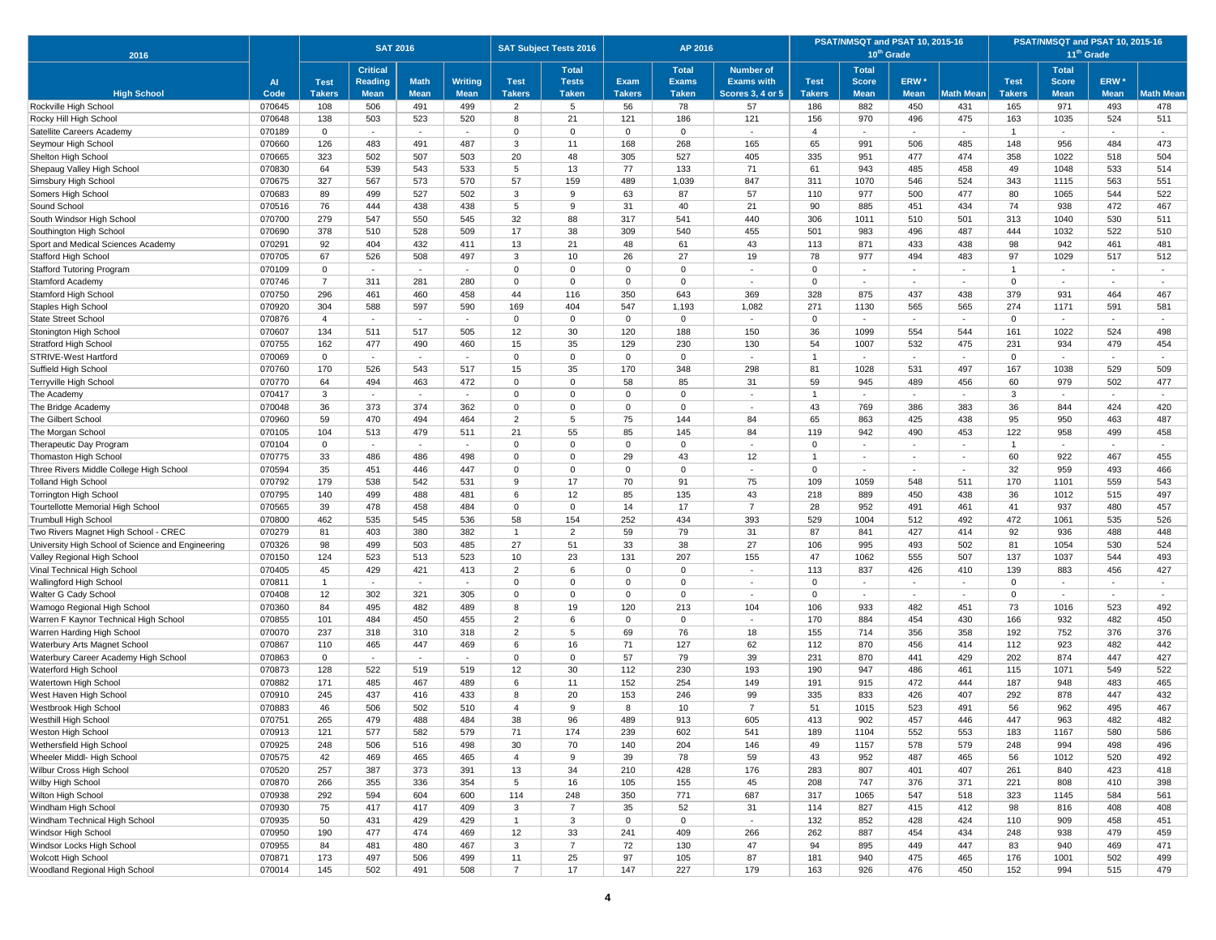| 2016 | | SAT 2016 | | | | SAT Subject Tests 2016 | | AP 2016 | | | PSAT/NMSQT and PSAT 10, 2015-16 10th Grade | | | | PSAT/NMSQT and PSAT 10, 2015-16 11th Grade | | | |
|---|---|---|---|---|---|---|---|---|---|---|---|---|---|---|---|---|---|---|
| High School | AI Code | Test Takers | Critical Reading Mean | Math Mean | Writing Mean | Test Takers | Total Tests Taken | Exam Takers | Total Exams Taken | Number of Exams with Scores 3, 4 or 5 | Test Takers | Total Score Mean | ERW * Mean | Math Mean | Test Takers | Total Score Mean | ERW * Mean | Math Mean |
| Rockville High School | 070645 | 108 | 506 | 491 | 499 | 2 | 5 | 56 | 78 | 57 | 186 | 882 | 450 | 431 | 165 | 971 | 493 | 478 |
| Rocky Hill High School | 070648 | 138 | 503 | 523 | 520 | 8 | 21 | 121 | 186 | 121 | 156 | 970 | 496 | 475 | 163 | 1035 | 524 | 511 |
| Satellite Careers Academy | 070189 | 0 | - | - | - | 0 | 0 | 0 | 0 | - | 4 | - | - | - | 1 | - | - | - |
| Seymour High School | 070660 | 126 | 483 | 491 | 487 | 3 | 11 | 168 | 268 | 165 | 65 | 991 | 506 | 485 | 148 | 956 | 484 | 473 |
| Shelton High School | 070665 | 323 | 502 | 507 | 503 | 20 | 48 | 305 | 527 | 405 | 335 | 951 | 477 | 474 | 358 | 1022 | 518 | 504 |
| Shepaug Valley High School | 070830 | 64 | 539 | 543 | 533 | 5 | 13 | 77 | 133 | 71 | 61 | 943 | 485 | 458 | 49 | 1048 | 533 | 514 |
| Simsbury High School | 070675 | 327 | 567 | 573 | 570 | 57 | 159 | 489 | 1,039 | 847 | 311 | 1070 | 546 | 524 | 343 | 1115 | 563 | 551 |
| Somers High School | 070683 | 89 | 499 | 527 | 502 | 3 | 9 | 63 | 87 | 57 | 110 | 977 | 500 | 477 | 80 | 1065 | 544 | 522 |
| Sound School | 070516 | 76 | 444 | 438 | 438 | 5 | 9 | 31 | 40 | 21 | 90 | 885 | 451 | 434 | 74 | 938 | 472 | 467 |
| South Windsor High School | 070700 | 279 | 547 | 550 | 545 | 32 | 88 | 317 | 541 | 440 | 306 | 1011 | 510 | 501 | 313 | 1040 | 530 | 511 |
| Southington High School | 070690 | 378 | 510 | 528 | 509 | 17 | 38 | 309 | 540 | 455 | 501 | 983 | 496 | 487 | 444 | 1032 | 522 | 510 |
| Sport and Medical Sciences Academy | 070291 | 92 | 404 | 432 | 411 | 13 | 21 | 48 | 61 | 43 | 113 | 871 | 433 | 438 | 98 | 942 | 461 | 481 |
| Stafford High School | 070705 | 67 | 526 | 508 | 497 | 3 | 10 | 26 | 27 | 19 | 78 | 977 | 494 | 483 | 97 | 1029 | 517 | 512 |
| Stafford Tutoring Program | 070109 | 0 | - | - | - | 0 | 0 | 0 | 0 | - | 0 | - | - | - | 1 | - | - | - |
| Stamford Academy | 070746 | 7 | 311 | 281 | 280 | 0 | 0 | 0 | 0 | - | 0 | - | - | - | 0 | - | - | - |
| Stamford High School | 070750 | 296 | 461 | 460 | 458 | 44 | 116 | 350 | 643 | 369 | 328 | 875 | 437 | 438 | 379 | 931 | 464 | 467 |
| Staples High School | 070920 | 304 | 588 | 597 | 590 | 169 | 404 | 547 | 1,193 | 1,082 | 271 | 1130 | 565 | 565 | 274 | 1171 | 591 | 581 |
| State Street School | 070876 | 4 | - | - | - | 0 | 0 | 0 | 0 | - | 0 | - | - | - | 0 | - | - | - |
| Stonington High School | 070607 | 134 | 511 | 517 | 505 | 12 | 30 | 120 | 188 | 150 | 36 | 1099 | 554 | 544 | 161 | 1022 | 524 | 498 |
| Stratford High School | 070755 | 162 | 477 | 490 | 460 | 15 | 35 | 129 | 230 | 130 | 54 | 1007 | 532 | 475 | 231 | 934 | 479 | 454 |
| STRIVE-West Hartford | 070069 | 0 | - | - | - | 0 | 0 | 0 | 0 | - | 1 | - | - | - | 0 | - | - | - |
| Suffield High School | 070760 | 170 | 526 | 543 | 517 | 15 | 35 | 170 | 348 | 298 | 81 | 1028 | 531 | 497 | 167 | 1038 | 529 | 509 |
| Terryville High School | 070770 | 64 | 494 | 463 | 472 | 0 | 0 | 58 | 85 | 31 | 59 | 945 | 489 | 456 | 60 | 979 | 502 | 477 |
| The Academy | 070417 | 3 | - | - | - | 0 | 0 | 0 | 0 | - | 1 | - | - | - | 3 | - | - | - |
| The Bridge Academy | 070048 | 36 | 373 | 374 | 362 | 0 | 0 | 0 | 0 | - | 43 | 769 | 386 | 383 | 36 | 844 | 424 | 420 |
| The Gilbert School | 070960 | 59 | 470 | 494 | 464 | 2 | 5 | 75 | 144 | 84 | 65 | 863 | 425 | 438 | 95 | 950 | 463 | 487 |
| The Morgan School | 071005 | 104 | 513 | 479 | 511 | 21 | 55 | 85 | 145 | 84 | 119 | 942 | 490 | 453 | 122 | 958 | 499 | 458 |
| Therapeutic Day Program | 070104 | 0 | - | - | - | 0 | 0 | 0 | 0 | - | 0 | - | - | - | 1 | - | - | - |
| Thomaston High School | 070775 | 33 | 486 | 486 | 498 | 0 | 0 | 29 | 43 | 12 | 1 | - | - | - | 60 | 922 | 467 | 455 |
| Three Rivers Middle College High School | 070594 | 35 | 451 | 446 | 447 | 0 | 0 | 0 | 0 | - | 0 | - | - | - | 32 | 959 | 493 | 466 |
| Tolland High School | 070792 | 179 | 538 | 542 | 531 | 9 | 17 | 70 | 91 | 75 | 109 | 1059 | 548 | 511 | 170 | 1101 | 559 | 543 |
| Torrington High School | 070795 | 140 | 499 | 488 | 481 | 6 | 12 | 85 | 135 | 43 | 218 | 889 | 450 | 438 | 36 | 1012 | 515 | 497 |
| Tourtellotte Memorial High School | 070565 | 39 | 478 | 458 | 484 | 0 | 0 | 14 | 17 | 7 | 28 | 952 | 491 | 461 | 41 | 937 | 480 | 457 |
| Trumbull High School | 070800 | 462 | 535 | 545 | 536 | 58 | 154 | 252 | 434 | 393 | 529 | 1004 | 512 | 492 | 472 | 1061 | 535 | 526 |
| Two Rivers Magnet High School - CREC | 070279 | 81 | 403 | 380 | 382 | 1 | 2 | 59 | 79 | 31 | 87 | 841 | 427 | 414 | 92 | 936 | 488 | 448 |
| University High School of Science and Engineering | 070326 | 98 | 499 | 503 | 485 | 27 | 51 | 33 | 38 | 27 | 106 | 995 | 493 | 502 | 81 | 1054 | 530 | 524 |
| Valley Regional High School | 070150 | 124 | 523 | 513 | 523 | 10 | 23 | 131 | 207 | 155 | 47 | 1062 | 555 | 507 | 137 | 1037 | 544 | 493 |
| Vinal Technical High School | 070405 | 45 | 429 | 421 | 413 | 2 | 6 | 0 | 0 | - | 113 | 837 | 426 | 410 | 139 | 883 | 456 | 427 |
| Wallingford High School | 070811 | 1 | - | - | - | 0 | 0 | 0 | 0 | - | 0 | - | - | - | 0 | - | - | - |
| Walter G Cady School | 070408 | 12 | 302 | 321 | 305 | 0 | 0 | 0 | 0 | - | 0 | - | - | - | 0 | - | - | - |
| Wamogo Regional High School | 070360 | 84 | 495 | 482 | 489 | 8 | 19 | 120 | 213 | 104 | 106 | 933 | 482 | 451 | 73 | 1016 | 523 | 492 |
| Warren F Kaynor Technical High School | 070855 | 101 | 484 | 450 | 455 | 2 | 6 | 0 | 0 | - | 170 | 884 | 454 | 430 | 166 | 932 | 482 | 450 |
| Warren Harding High School | 070070 | 237 | 318 | 310 | 318 | 2 | 5 | 69 | 76 | 18 | 155 | 714 | 356 | 358 | 192 | 752 | 376 | 376 |
| Waterbury Arts Magnet School | 070867 | 110 | 465 | 447 | 469 | 6 | 16 | 71 | 127 | 62 | 112 | 870 | 456 | 414 | 112 | 923 | 482 | 442 |
| Waterbury Career Academy High School | 070863 | 0 | - | - | - | 0 | 0 | 57 | 79 | 39 | 231 | 870 | 441 | 429 | 202 | 874 | 447 | 427 |
| Waterford High School | 070873 | 128 | 522 | 519 | 519 | 12 | 30 | 112 | 230 | 193 | 190 | 947 | 486 | 461 | 115 | 1071 | 549 | 522 |
| Watertown High School | 070882 | 171 | 485 | 467 | 489 | 6 | 11 | 152 | 254 | 149 | 191 | 915 | 472 | 444 | 187 | 948 | 483 | 465 |
| West Haven High School | 070910 | 245 | 437 | 416 | 433 | 8 | 20 | 153 | 246 | 99 | 335 | 833 | 426 | 407 | 292 | 878 | 447 | 432 |
| Westbrook High School | 070883 | 46 | 506 | 502 | 510 | 4 | 9 | 8 | 10 | 7 | 51 | 1015 | 523 | 491 | 56 | 962 | 495 | 467 |
| Westhill High School | 070751 | 265 | 479 | 488 | 484 | 38 | 96 | 489 | 913 | 605 | 413 | 902 | 457 | 446 | 447 | 963 | 482 | 482 |
| Weston High School | 070913 | 121 | 577 | 582 | 579 | 71 | 174 | 239 | 602 | 541 | 189 | 1104 | 552 | 553 | 183 | 1167 | 580 | 586 |
| Wethersfield High School | 070925 | 248 | 506 | 516 | 498 | 30 | 70 | 140 | 204 | 146 | 49 | 1157 | 578 | 579 | 248 | 994 | 498 | 496 |
| Wheeler Middl- High School | 070575 | 42 | 469 | 465 | 465 | 4 | 9 | 39 | 78 | 59 | 43 | 952 | 487 | 465 | 56 | 1012 | 520 | 492 |
| Wilbur Cross High School | 070520 | 257 | 387 | 373 | 391 | 13 | 34 | 210 | 428 | 176 | 283 | 807 | 401 | 407 | 261 | 840 | 423 | 418 |
| Wilby High School | 070870 | 266 | 355 | 336 | 354 | 5 | 16 | 105 | 155 | 45 | 208 | 747 | 376 | 371 | 221 | 808 | 410 | 398 |
| Wilton High School | 070938 | 292 | 594 | 604 | 600 | 114 | 248 | 350 | 771 | 687 | 317 | 1065 | 547 | 518 | 323 | 1145 | 584 | 561 |
| Windham High School | 070930 | 75 | 417 | 417 | 409 | 3 | 7 | 35 | 52 | 31 | 114 | 827 | 415 | 412 | 98 | 816 | 408 | 408 |
| Windham Technical High School | 070935 | 50 | 431 | 429 | 429 | 1 | 3 | 0 | 0 | - | 132 | 852 | 428 | 424 | 110 | 909 | 458 | 451 |
| Windsor High School | 070950 | 190 | 477 | 474 | 469 | 12 | 33 | 241 | 409 | 266 | 262 | 887 | 454 | 434 | 248 | 938 | 479 | 459 |
| Windsor Locks High School | 070955 | 84 | 481 | 480 | 467 | 3 | 7 | 72 | 130 | 47 | 94 | 895 | 449 | 447 | 83 | 940 | 469 | 471 |
| Wolcott High School | 070871 | 173 | 497 | 506 | 499 | 11 | 25 | 97 | 105 | 87 | 181 | 940 | 475 | 465 | 176 | 1001 | 502 | 499 |
| Woodland Regional High School | 070014 | 145 | 502 | 491 | 508 | 7 | 17 | 147 | 227 | 179 | 163 | 926 | 476 | 450 | 152 | 994 | 515 | 479 |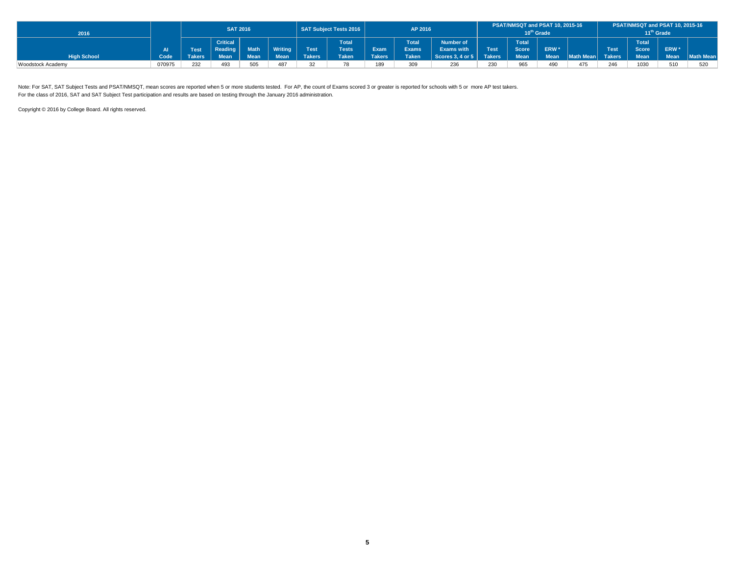| 2016 | | SAT 2016 | | | | SAT Subject Tests 2016 | | AP 2016 | | | PSAT/NMSQT and PSAT 10, 2015-16 10th Grade | | | | PSAT/NMSQT and PSAT 10, 2015-16 11th Grade | | | |
|---|---|---|---|---|---|---|---|---|---|---|---|---|---|---|---|---|---|---|
| High School | AI Code | Test Takers | Critical Reading Mean | Math Mean | Writing Mean | Test Takers | Total Tests Taken | Exam Takers | Total Exams Taken | Number of Exams with Scores 3, 4 or 5 | Test Takers | Total Score Mean | ERW * Mean | Math Mean | Test Takers | Total Score Mean | ERW * Mean | Math Mean |
| Woodstock Academy | 070975 | 232 | 493 | 505 | 487 | 32 | 78 | 189 | 309 | 236 | 230 | 965 | 490 | 475 | 246 | 1030 | 510 | 520 |

Note: For SAT, SAT Subject Tests and PSAT/NMSQT, mean scores are reported when 5 or more students tested. For AP, the count of Exams scored 3 or greater is reported for schools with 5 or more AP test takers.
For the class of 2016, SAT and SAT Subject Test participation and results are based on testing through the January 2016 administration.

Copyright © 2016 by College Board. All rights reserved.